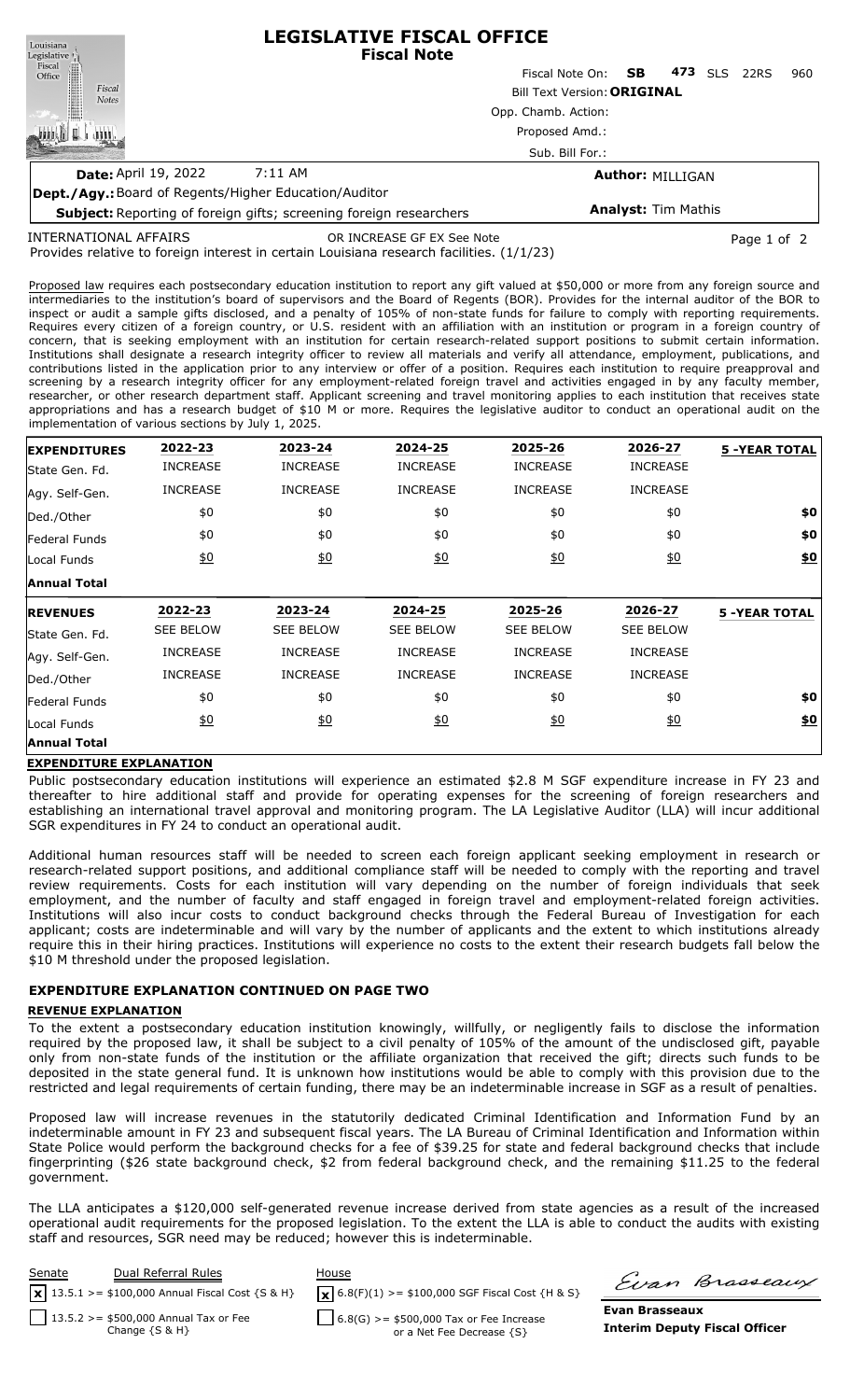# LEGISLATIVE FISCAL OFFICE
## Fiscal Note

Fiscal Note On: **SB 473** SLS 22RS 960

Bill Text Version: **ORIGINAL**

Opp. Chamb. Action:

Proposed Amd.:

Sub. Bill For.:

**Date:** April 19, 2022 7:11 AM

**Author:** MILLIGAN

**Dept./Agy.:** Board of Regents/Higher Education/Auditor

**Subject:** Reporting of foreign gifts; screening foreign researchers

**Analyst:** Tim Mathis

INTERNATIONAL AFFAIRS OR INCREASE GF EX See Note

Provides relative to foreign interest in certain Louisiana research facilities. (1/1/23)

Proposed law requires each postsecondary education institution to report any gift valued at $50,000 or more from any foreign source and intermediaries to the institution's board of supervisors and the Board of Regents (BOR). Provides for the internal auditor of the BOR to inspect or audit a sample gifts disclosed, and a penalty of 105% of non-state funds for failure to comply with reporting requirements. Requires every citizen of a foreign country, or U.S. resident with an affiliation with an institution or program in a foreign country of concern, that is seeking employment with an institution for certain research-related support positions to submit certain information. Institutions shall designate a research integrity officer to review all materials and verify all attendance, employment, publications, and contributions listed in the application prior to any interview or offer of a position. Requires each institution to require preapproval and screening by a research integrity officer for any employment-related foreign travel and activities engaged in by any faculty member, researcher, or other research department staff. Applicant screening and travel monitoring applies to each institution that receives state appropriations and has a research budget of $10 M or more. Requires the legislative auditor to conduct an operational audit on the implementation of various sections by July 1, 2025.

| EXPENDITURES | 2022-23 | 2023-24 | 2024-25 | 2025-26 | 2026-27 | 5 -YEAR TOTAL |
|---|---|---|---|---|---|---|
| State Gen. Fd. | INCREASE | INCREASE | INCREASE | INCREASE | INCREASE | |
| Agy. Self-Gen. | INCREASE | INCREASE | INCREASE | INCREASE | INCREASE | |
| Ded./Other | $0 | $0 | $0 | $0 | $0 | $0 |
| Federal Funds | $0 | $0 | $0 | $0 | $0 | $0 |
| Local Funds | $0 | $0 | $0 | $0 | $0 | $0 |
| Annual Total | | | | | | |

| REVENUES | 2022-23 | 2023-24 | 2024-25 | 2025-26 | 2026-27 | 5 -YEAR TOTAL |
|---|---|---|---|---|---|---|
| State Gen. Fd. | SEE BELOW | SEE BELOW | SEE BELOW | SEE BELOW | SEE BELOW | |
| Agy. Self-Gen. | INCREASE | INCREASE | INCREASE | INCREASE | INCREASE | |
| Ded./Other | INCREASE | INCREASE | INCREASE | INCREASE | INCREASE | |
| Federal Funds | $0 | $0 | $0 | $0 | $0 | $0 |
| Local Funds | $0 | $0 | $0 | $0 | $0 | $0 |
| Annual Total | | | | | | |

### EXPENDITURE EXPLANATION

Public postsecondary education institutions will experience an estimated $2.8 M SGF expenditure increase in FY 23 and thereafter to hire additional staff and provide for operating expenses for the screening of foreign researchers and establishing an international travel approval and monitoring program. The LA Legislative Auditor (LLA) will incur additional SGR expenditures in FY 24 to conduct an operational audit.

Additional human resources staff will be needed to screen each foreign applicant seeking employment in research or research-related support positions, and additional compliance staff will be needed to comply with the reporting and travel review requirements. Costs for each institution will vary depending on the number of foreign individuals that seek employment, and the number of faculty and staff engaged in foreign travel and employment-related foreign activities. Institutions will also incur costs to conduct background checks through the Federal Bureau of Investigation for each applicant; costs are indeterminable and will vary by the number of applicants and the extent to which institutions already require this in their hiring practices. Institutions will experience no costs to the extent their research budgets fall below the $10 M threshold under the proposed legislation.

### EXPENDITURE EXPLANATION CONTINUED ON PAGE TWO

### REVENUE EXPLANATION

To the extent a postsecondary education institution knowingly, willfully, or negligently fails to disclose the information required by the proposed law, it shall be subject to a civil penalty of 105% of the amount of the undisclosed gift, payable only from non-state funds of the institution or the affiliate organization that received the gift; directs such funds to be deposited in the state general fund. It is unknown how institutions would be able to comply with this provision due to the restricted and legal requirements of certain funding, there may be an indeterminable increase in SGF as a result of penalties.

Proposed law will increase revenues in the statutorily dedicated Criminal Identification and Information Fund by an indeterminable amount in FY 23 and subsequent fiscal years. The LA Bureau of Criminal Identification and Information within State Police would perform the background checks for a fee of $39.25 for state and federal background checks that include fingerprinting ($26 state background check, $2 from federal background check, and the remaining $11.25 to the federal government.

The LLA anticipates a $120,000 self-generated revenue increase derived from state agencies as a result of the increased operational audit requirements for the proposed legislation. To the extent the LLA is able to conduct the audits with existing staff and resources, SGR need may be reduced; however this is indeterminable.

| Senate | Dual Referral Rules | House |
|---|---|---|
| [x] | 13.5.1 >= $100,000 Annual Fiscal Cost {S & H} | [x] 6.8(F)(1) >= $100,000 SGF Fiscal Cost {H & S} |
| [ ] | 13.5.2 >= $500,000 Annual Tax or Fee Change {S & H} | [ ] 6.8(G) >= $500,000 Tax or Fee Increase or a Net Fee Decrease {S} |

**Evan Brasseaux**
**Interim Deputy Fiscal Officer**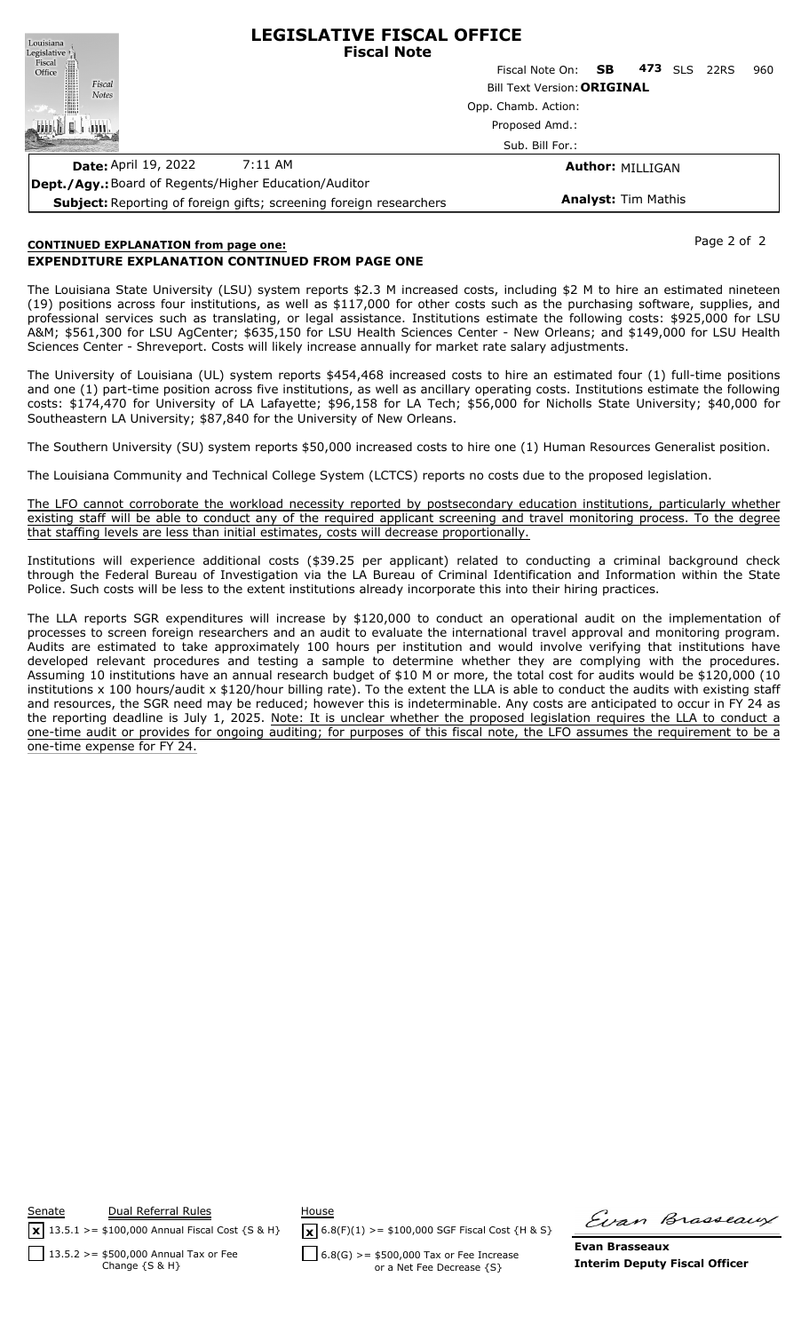# LEGISLATIVE FISCAL OFFICE
## Fiscal Note

Fiscal Note On: **SB 473** SLS 22RS 960

Bill Text Version: **ORIGINAL**

Opp. Chamb. Action:

Proposed Amd.:

Sub. Bill For.:

**Date:** April 19, 2022 7:11 AM

**Author:** MILLIGAN

**Dept./Agy.:** Board of Regents/Higher Education/Auditor

**Subject:** Reporting of foreign gifts; screening foreign researchers

**Analyst:** Tim Mathis

**CONTINUED EXPLANATION from page one:**

**EXPENDITURE EXPLANATION CONTINUED FROM PAGE ONE**

The Louisiana State University (LSU) system reports $2.3 M increased costs, including $2 M to hire an estimated nineteen (19) positions across four institutions, as well as $117,000 for other costs such as the purchasing software, supplies, and professional services such as translating, or legal assistance. Institutions estimate the following costs: $925,000 for LSU A&M; $561,300 for LSU AgCenter; $635,150 for LSU Health Sciences Center - New Orleans; and $149,000 for LSU Health Sciences Center - Shreveport. Costs will likely increase annually for market rate salary adjustments.

The University of Louisiana (UL) system reports $454,468 increased costs to hire an estimated four (1) full-time positions and one (1) part-time position across five institutions, as well as ancillary operating costs. Institutions estimate the following costs: $174,470 for University of LA Lafayette; $96,158 for LA Tech; $56,000 for Nicholls State University; $40,000 for Southeastern LA University; $87,840 for the University of New Orleans.

The Southern University (SU) system reports $50,000 increased costs to hire one (1) Human Resources Generalist position.

The Louisiana Community and Technical College System (LCTCS) reports no costs due to the proposed legislation.

The LFO cannot corroborate the workload necessity reported by postsecondary education institutions, particularly whether existing staff will be able to conduct any of the required applicant screening and travel monitoring process. To the degree that staffing levels are less than initial estimates, costs will decrease proportionally.

Institutions will experience additional costs ($39.25 per applicant) related to conducting a criminal background check through the Federal Bureau of Investigation via the LA Bureau of Criminal Identification and Information within the State Police. Such costs will be less to the extent institutions already incorporate this into their hiring practices.

The LLA reports SGR expenditures will increase by $120,000 to conduct an operational audit on the implementation of processes to screen foreign researchers and an audit to evaluate the international travel approval and monitoring program. Audits are estimated to take approximately 100 hours per institution and would involve verifying that institutions have developed relevant procedures and testing a sample to determine whether they are complying with the procedures. Assuming 10 institutions have an annual research budget of $10 M or more, the total cost for audits would be $120,000 (10 institutions x 100 hours/audit x $120/hour billing rate). To the extent the LLA is able to conduct the audits with existing staff and resources, the SGR need may be reduced; however this is indeterminable. Any costs are anticipated to occur in FY 24 as the reporting deadline is July 1, 2025. Note: It is unclear whether the proposed legislation requires the LLA to conduct a one-time audit or provides for ongoing auditing; for purposes of this fiscal note, the LFO assumes the requirement to be a one-time expense for FY 24.

**Senate** Dual Referral Rules

[x] 13.5.1 >= $100,000 Annual Fiscal Cost {S & H}

[ ] 13.5.2 >= $500,000 Annual Tax or Fee Change {S & H}

**House**

[x] 6.8(F)(1) >= $100,000 SGF Fiscal Cost {H & S}

[ ] 6.8(G) >= $500,000 Tax or Fee Increase or a Net Fee Decrease {S}

**Evan Brasseaux**
**Interim Deputy Fiscal Officer**